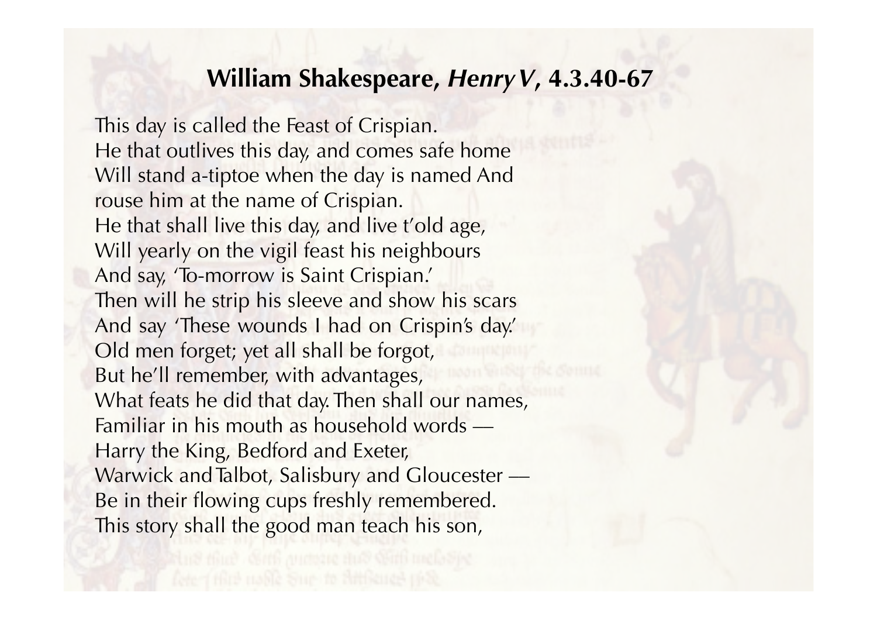## William Shakespeare, *Henry V*, 4.3.40-67

This day is called the Feast of Crispian.
He that outlives this day, and comes safe home
Will stand a-tiptoe when the day is named And
rouse him at the name of Crispian.
He that shall live this day, and live t'old age,
Will yearly on the vigil feast his neighbours
And say, 'To-morrow is Saint Crispian.'
Then will he strip his sleeve and show his scars
And say 'These wounds I had on Crispin's day.'
Old men forget; yet all shall be forgot,
But he'll remember, with advantages,
What feats he did that day. Then shall our names,
Familiar in his mouth as household words —
Harry the King, Bedford and Exeter,
Warwick and Talbot, Salisbury and Gloucester —
Be in their flowing cups freshly remembered.
This story shall the good man teach his son,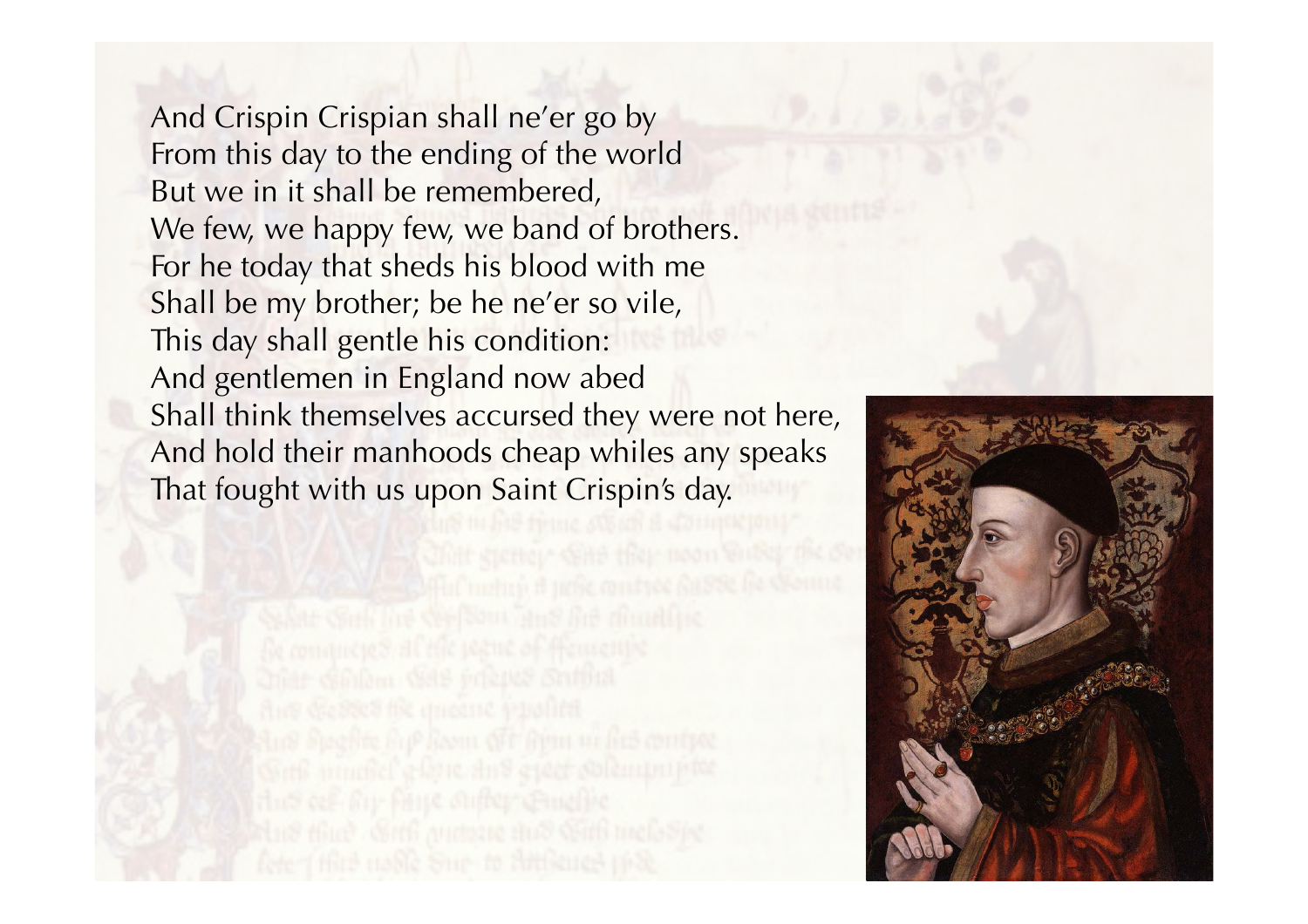And Crispin Crispian shall ne'er go by
From this day to the ending of the world
But we in it shall be remembered,
We few, we happy few, we band of brothers.
For he today that sheds his blood with me
Shall be my brother; be he ne'er so vile,
This day shall gentle his condition:
And gentlemen in England now abed
Shall think themselves accursed they were not here,
And hold their manhoods cheap whiles any speaks
That fought with us upon Saint Crispin's day.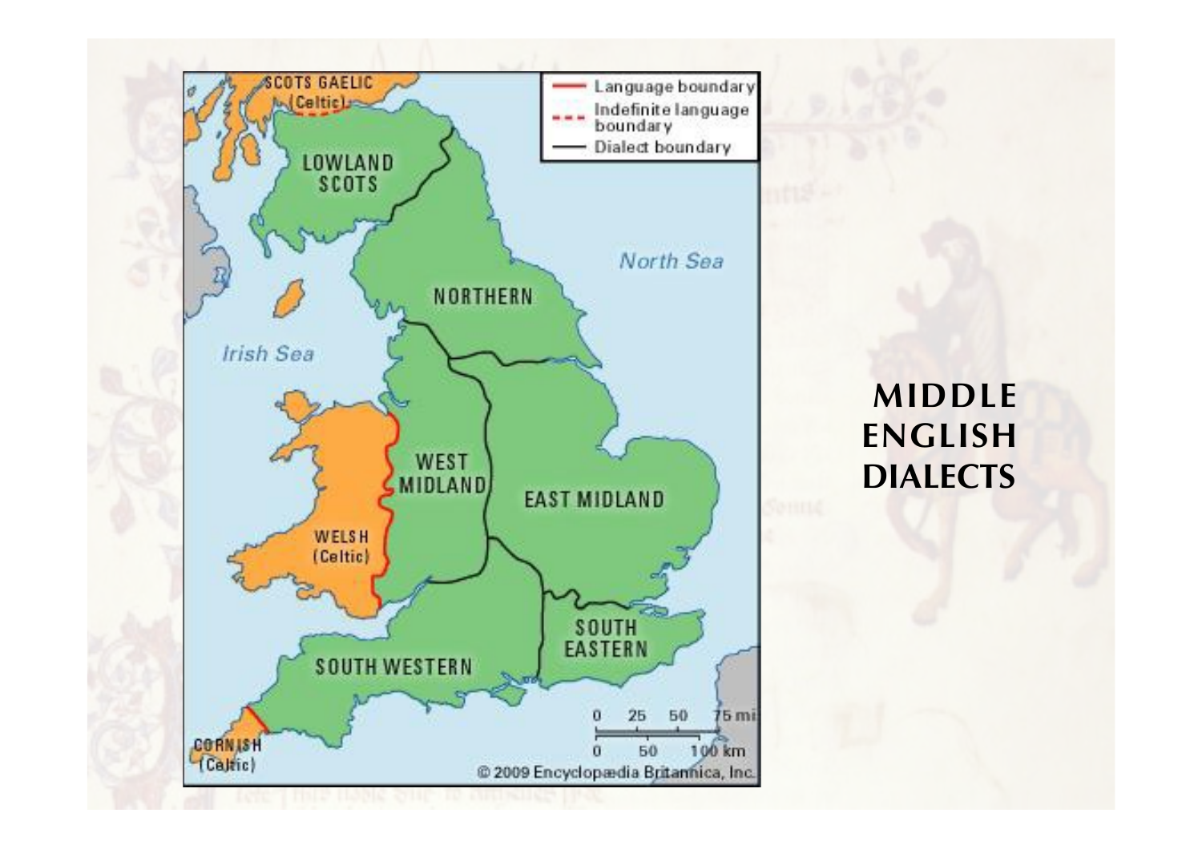# MIDDLE ENGLISH DIALECTS

Language boundary
Indefinite language boundary
Dialect boundary

SCOTS GAELIC (Celtic)

LOWLAND SCOTS

NORTHERN

North Sea

Irish Sea

WEST MIDLAND

EAST MIDLAND

WELSH (Celtic)

SOUTH EASTERN

SOUTH WESTERN

CORNISH (Celtic)

0 25 50 75 mi
0 50 100 km

© 2009 Encyclopædia Britannica, Inc.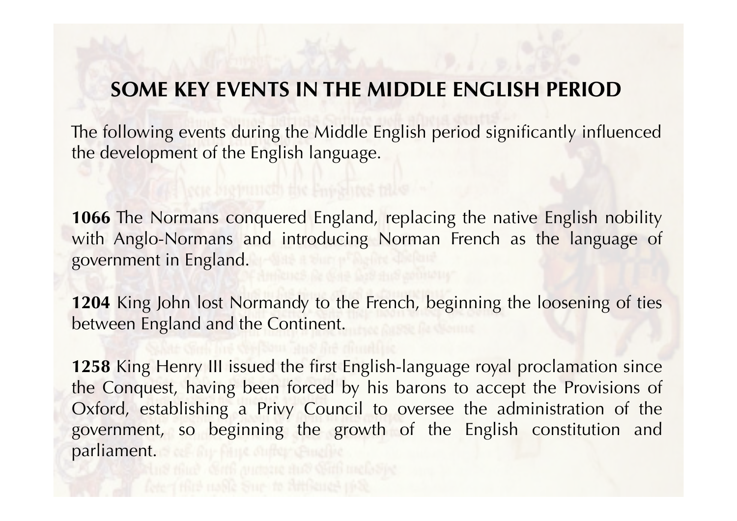# SOME KEY EVENTS IN THE MIDDLE ENGLISH PERIOD

The following events during the Middle English period significantly influenced the development of the English language.

**1066** The Normans conquered England, replacing the native English nobility with Anglo-Normans and introducing Norman French as the language of government in England.

**1204** King John lost Normandy to the French, beginning the loosening of ties between England and the Continent.

**1258** King Henry III issued the first English-language royal proclamation since the Conquest, having been forced by his barons to accept the Provisions of Oxford, establishing a Privy Council to oversee the administration of the government, so beginning the growth of the English constitution and parliament.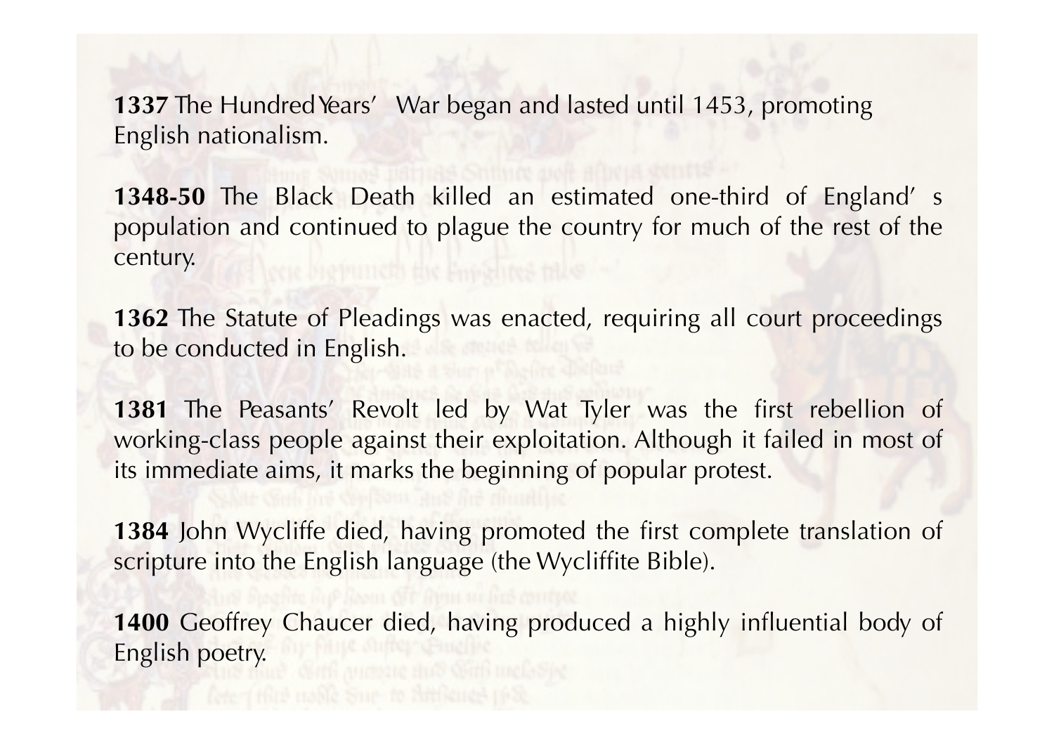**1337** The Hundred Years' War began and lasted until 1453, promoting English nationalism.

**1348-50** The Black Death killed an estimated one-third of England's population and continued to plague the country for much of the rest of the century.

**1362** The Statute of Pleadings was enacted, requiring all court proceedings to be conducted in English.

**1381** The Peasants' Revolt led by Wat Tyler was the first rebellion of working-class people against their exploitation. Although it failed in most of its immediate aims, it marks the beginning of popular protest.

**1384** John Wycliffe died, having promoted the first complete translation of scripture into the English language (the Wycliffite Bible).

**1400** Geoffrey Chaucer died, having produced a highly influential body of English poetry.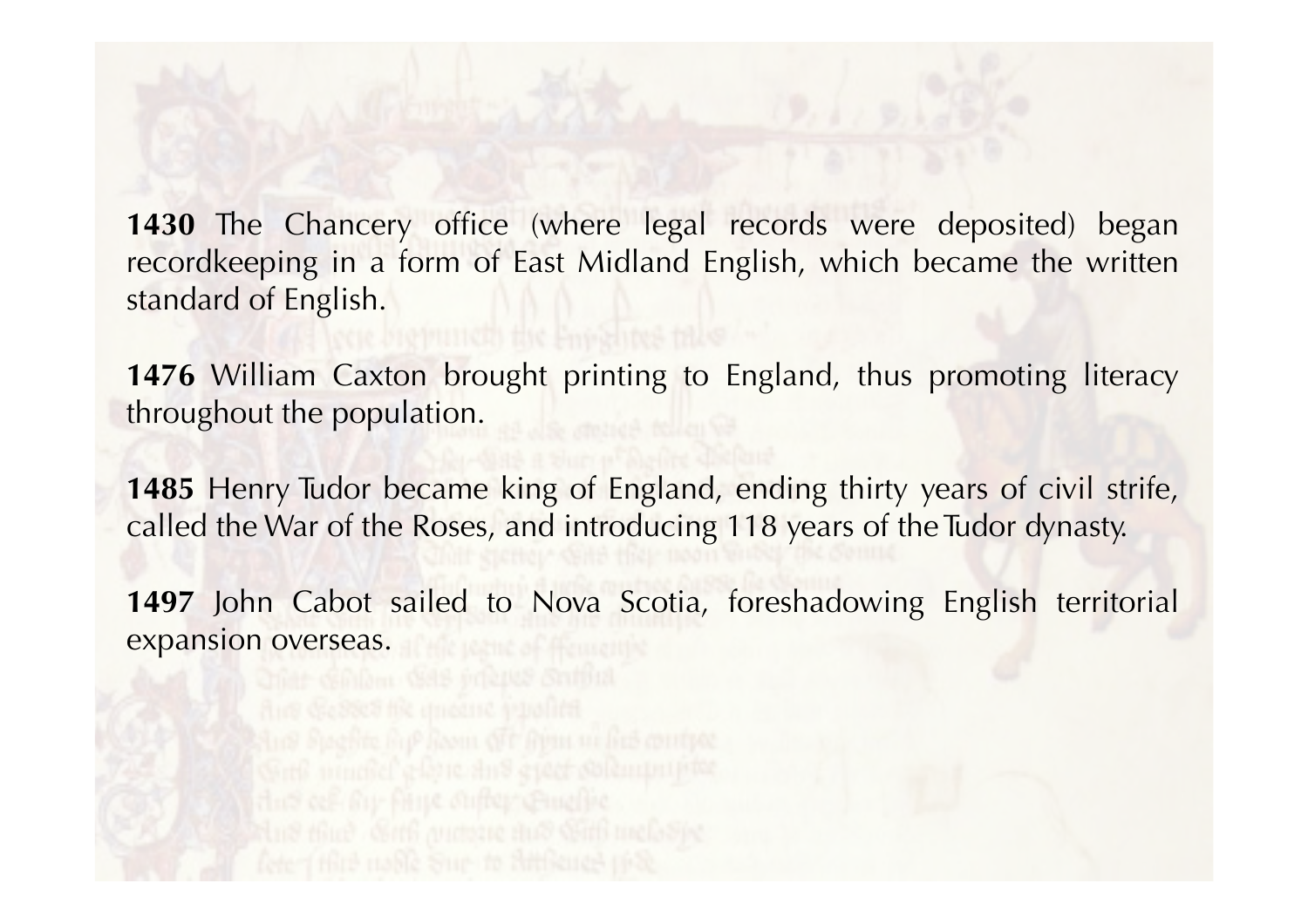**1430** The Chancery office (where legal records were deposited) began recordkeeping in a form of East Midland English, which became the written standard of English.

**1476** William Caxton brought printing to England, thus promoting literacy throughout the population.

**1485** Henry Tudor became king of England, ending thirty years of civil strife, called the War of the Roses, and introducing 118 years of the Tudor dynasty.

**1497** John Cabot sailed to Nova Scotia, foreshadowing English territorial expansion overseas.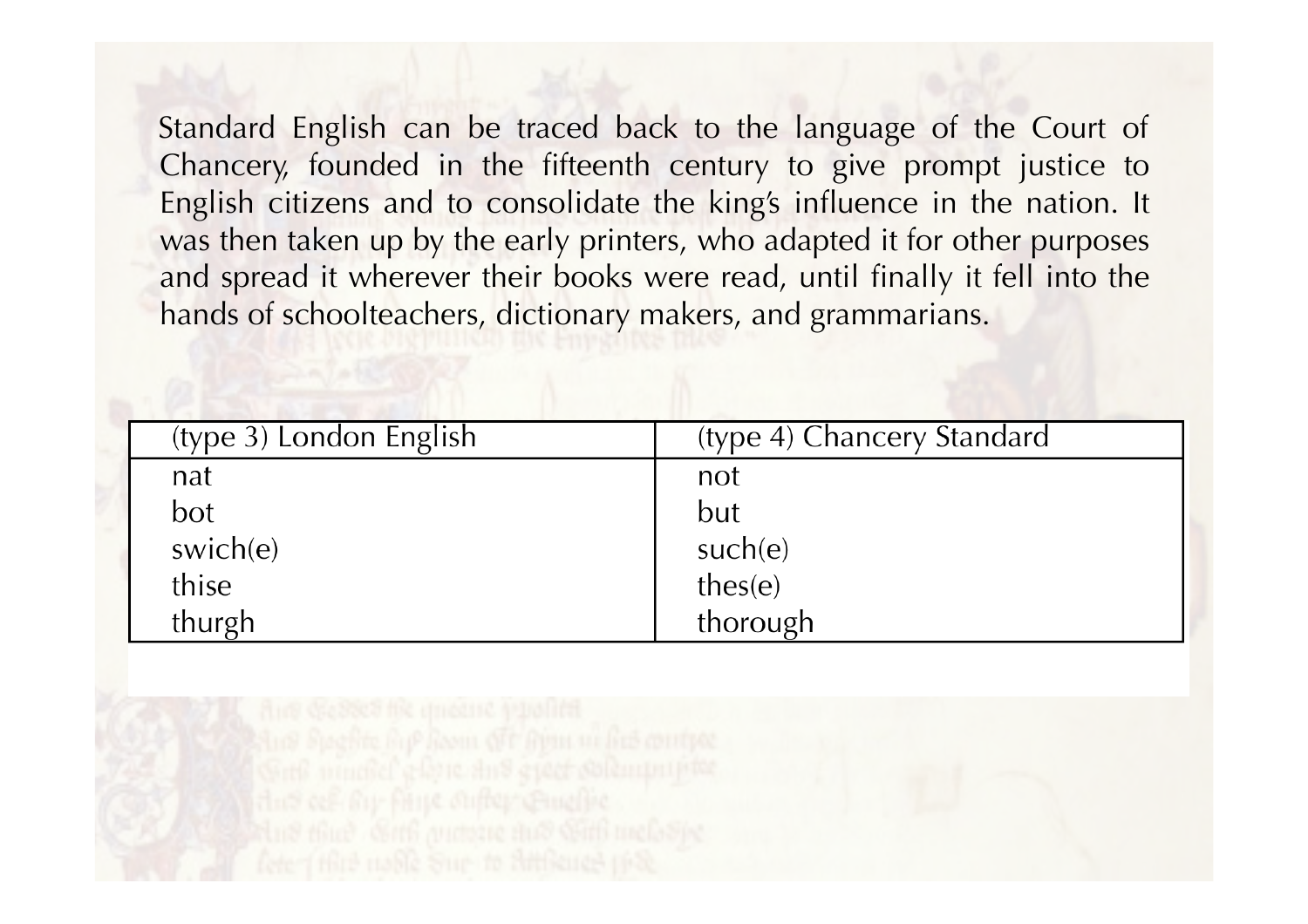Standard English can be traced back to the language of the Court of Chancery, founded in the fifteenth century to give prompt justice to English citizens and to consolidate the king's influence in the nation. It was then taken up by the early printers, who adapted it for other purposes and spread it wherever their books were read, until finally it fell into the hands of schoolteachers, dictionary makers, and grammarians.

| (type 3) London English | (type 4) Chancery Standard |
| --- | --- |
| nat | not |
| bot | but |
| swich(e) | such(e) |
| thise | thes(e) |
| thurgh | thorough |